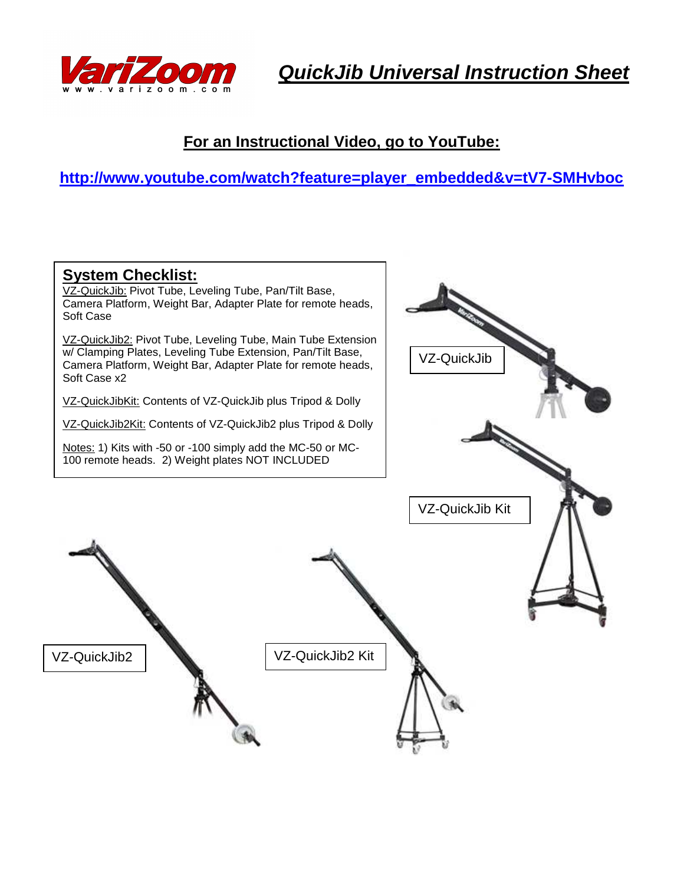# QuickJib Universal Instruction Sheet

## For an Instructional Video, go to YouTube:

http://www.youtube.com/watch?feature=player_embedded&v=tV7-SMHvboc

## System Checklist:

VZ-QuickJib: Pivot Tube, Leveling Tube, Pan/Tilt Base, Camera Platform, Weight Bar, Adapter Plate for remote heads, Soft Case

VZ-QuickJib2: Pivot Tube, Leveling Tube, Main Tube Extension w/ Clamping Plates, Leveling Tube Extension, Pan/Tilt Base, Camera Platform, Weight Bar, Adapter Plate for remote heads, Soft Case x2

VZ-QuickJibKit: Contents of VZ-QuickJib plus Tripod & Dolly

VZ-QuickJib2Kit: Contents of VZ-QuickJib2 plus Tripod & Dolly

Notes: 1) Kits with -50 or -100 simply add the MC-50 or MC-100 remote heads. 2) Weight plates NOT INCLUDED

VZ-QuickJib

VZ-QuickJib Kit

VZ-QuickJib2

VZ-QuickJib2 Kit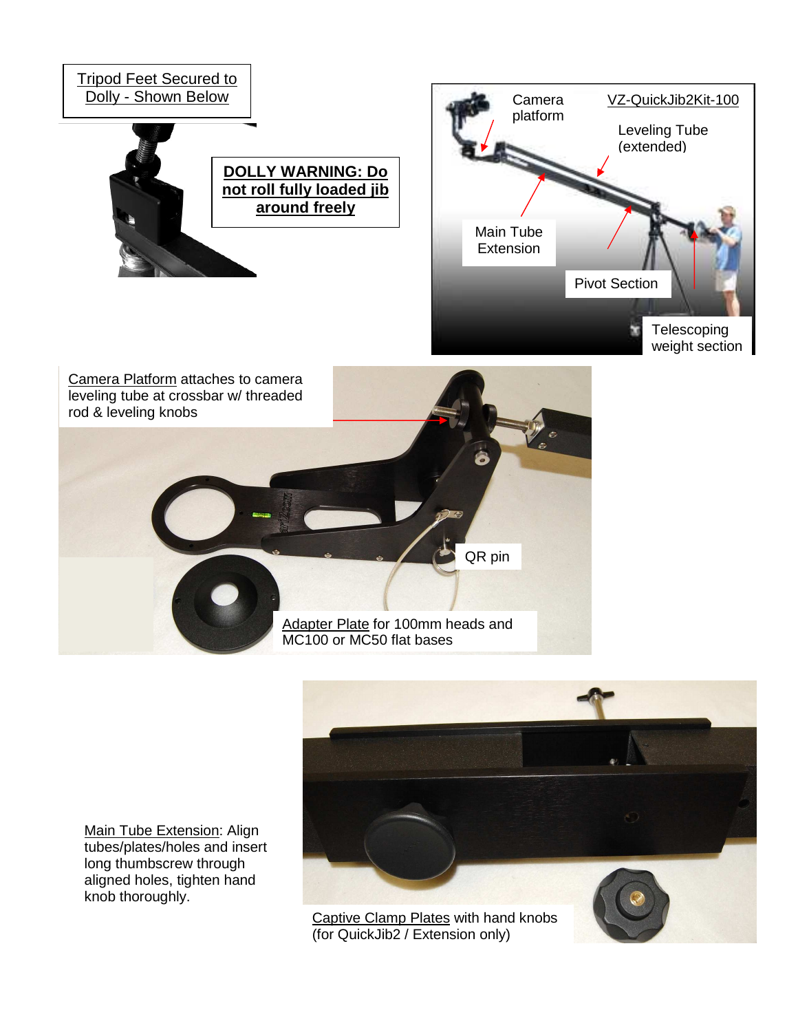Tripod Feet Secured to Dolly - Shown Below

**DOLLY WARNING: Do not roll fully loaded jib around freely**

VZ-QuickJib2Kit-100

Camera platform

Leveling Tube (extended)

Main Tube Extension

Pivot Section

Telescoping weight section

Camera Platform attaches to camera leveling tube at crossbar w/ threaded rod & leveling knobs

QR pin

Adapter Plate for 100mm heads and MC100 or MC50 flat bases

Main Tube Extension: Align tubes/plates/holes and insert long thumbscrew through aligned holes, tighten hand knob thoroughly.

Captive Clamp Plates with hand knobs (for QuickJib2 / Extension only)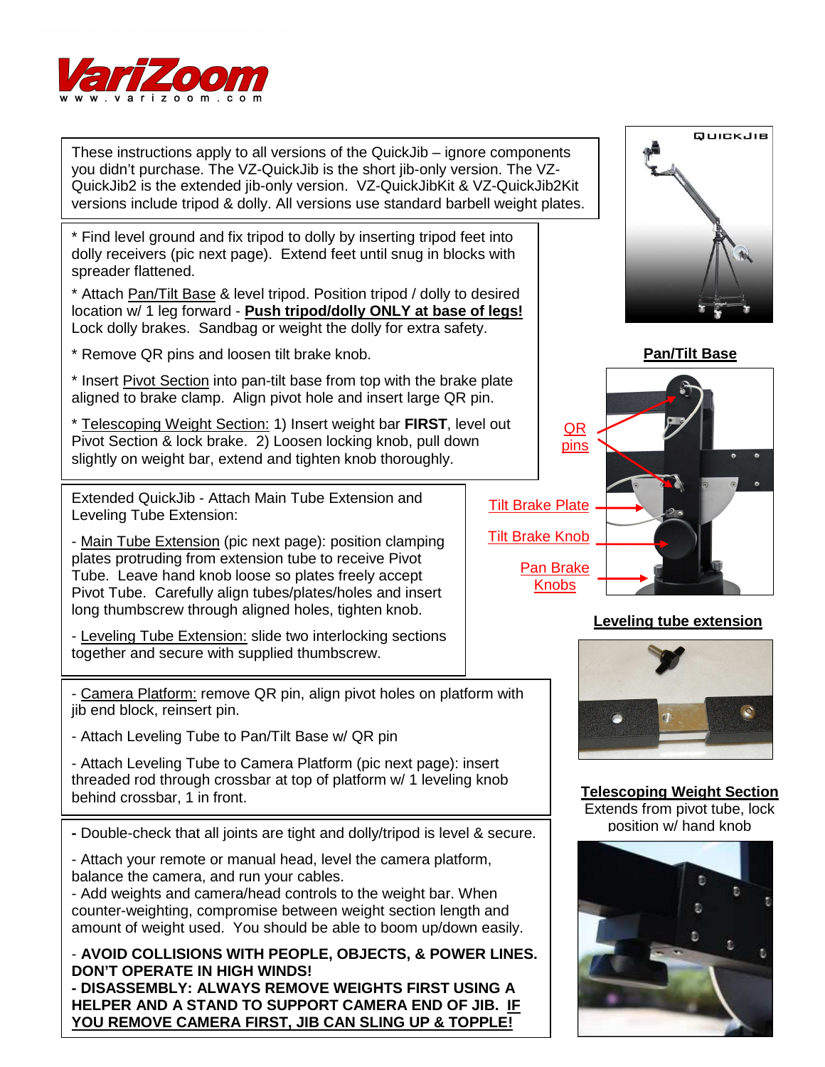VariZoom
www.varizoom.com

These instructions apply to all versions of the QuickJib – ignore components you didn't purchase. The VZ-QuickJib is the short jib-only version. The VZ-QuickJib2 is the extended jib-only version. VZ-QuickJibKit & VZ-QuickJib2Kit versions include tripod & dolly. All versions use standard barbell weight plates.

* Find level ground and fix tripod to dolly by inserting tripod feet into dolly receivers (pic next page). Extend feet until snug in blocks with spreader flattened.

* Attach Pan/Tilt Base & level tripod. Position tripod / dolly to desired location w/ 1 leg forward - **Push tripod/dolly ONLY at base of legs!** Lock dolly brakes. Sandbag or weight the dolly for extra safety.

* Remove QR pins and loosen tilt brake knob.

* Insert Pivot Section into pan-tilt base from top with the brake plate aligned to brake clamp. Align pivot hole and insert large QR pin.

* Telescoping Weight Section: 1) Insert weight bar **FIRST**, level out Pivot Section & lock brake. 2) Loosen locking knob, pull down slightly on weight bar, extend and tighten knob thoroughly.

Extended QuickJib - Attach Main Tube Extension and Leveling Tube Extension:

- Main Tube Extension (pic next page): position clamping plates protruding from extension tube to receive Pivot Tube. Leave hand knob loose so plates freely accept Pivot Tube. Carefully align tubes/plates/holes and insert long thumbscrew through aligned holes, tighten knob.

- Leveling Tube Extension: slide two interlocking sections together and secure with supplied thumbscrew.

- Camera Platform: remove QR pin, align pivot holes on platform with jib end block, reinsert pin.

- Attach Leveling Tube to Pan/Tilt Base w/ QR pin

- Attach Leveling Tube to Camera Platform (pic next page): insert threaded rod through crossbar at top of platform w/ 1 leveling knob behind crossbar, 1 in front.

- Double-check that all joints are tight and dolly/tripod is level & secure.

- Attach your remote or manual head, level the camera platform, balance the camera, and run your cables.

- Add weights and camera/head controls to the weight bar. When counter-weighting, compromise between weight section length and amount of weight used. You should be able to boom up/down easily.

- **AVOID COLLISIONS WITH PEOPLE, OBJECTS, & POWER LINES. DON'T OPERATE IN HIGH WINDS!**

**- DISASSEMBLY: ALWAYS REMOVE WEIGHTS FIRST USING A HELPER AND A STAND TO SUPPORT CAMERA END OF JIB. IF YOU REMOVE CAMERA FIRST, JIB CAN SLING UP & TOPPLE!**

QUICKJIB

**Pan/Tilt Base**

QR pins

Tilt Brake Plate

Tilt Brake Knob

Pan Brake Knobs

**Leveling tube extension**

**Telescoping Weight Section**

Extends from pivot tube, lock position w/ hand knob